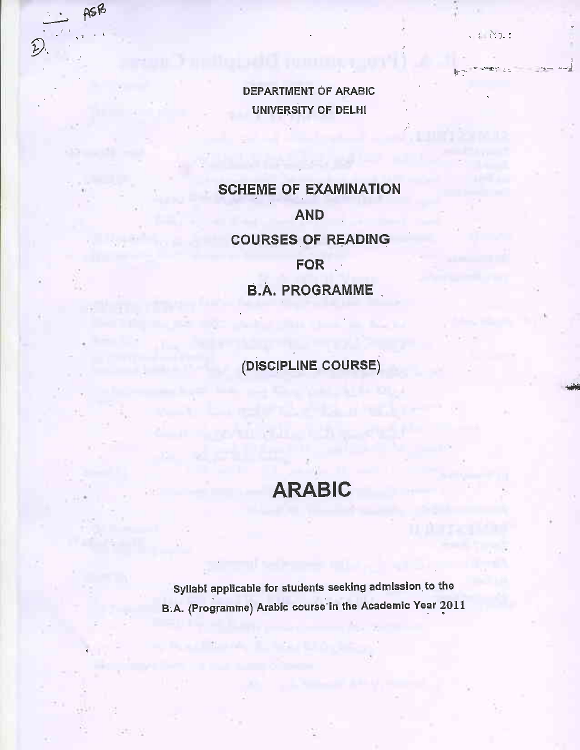DEPARTMENT OF ARABIC

UNIVERSITY OF DELHI

# SCHEME OF EXAMINATION

# AND

# COURSES OF READING

# FOR

# B.A. PROGRAMME

## (DISCIPLINE COURSE)

# ARABIC

**Syllabi applicable for students seeking admission to the B.A. (Programme) Arabic course in the Academic Year 2011**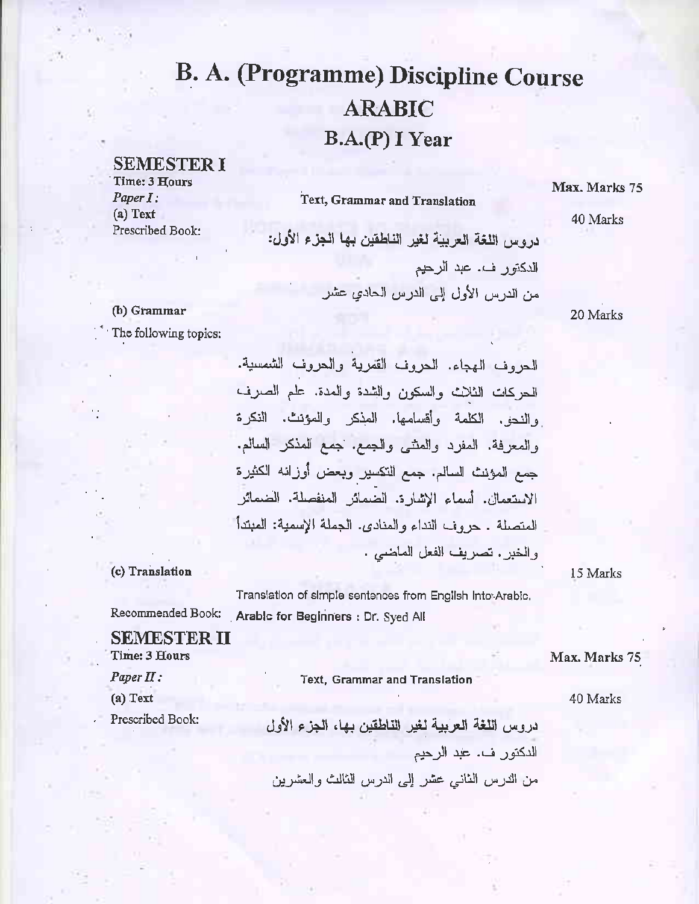# B. A. (Programme) Discipline Course

# ARABIC

## B.A.(P) I Year

### SEMESTER I

**Time: 3 Hours** — **Max. Marks 75**

*Paper I:* **Text, Grammar and Translation**

**(a) Text** — 40 Marks

Prescribed Book:

**دروس اللغة العربية لغير الناطقين بها الجزء الأول:**

الدكتور ف. عبد الرحيم

من الدرس الأول إلى الدرس الحادي عشر

**(b) Grammar** — 20 Marks

The following topics:

الحروف الهجاء. الحروف القمرية والحروف الشمسية. الحركات الثلاث والسكون والشدة والمدة. علم الصرف والنحو. الكلمة وأقسامها. المذكر والمؤنث. النكرة والمعرفة. المفرد والمثنى والجمع. جمع المذكر السالم. جمع المؤنث السالم. جمع التكسير وبعض أوزانه الكثيرة الاستعمال. أسماء الإشارة. الضمائر المنفصلة. الضمائر المتصلة . حروف النداء والمنادى. الجملة الإسمية: المبتدأ والخبر. تصريف الفعل الماضي .

**(c) Translation** — 15 Marks

Translation of simple sentences from English into Arabic.

Recommended Book: **Arabic for Beginners : Dr. Syed Ali**

### SEMESTER II

**Time: 3 Hours** — **Max. Marks 75**

*Paper II:* **Text, Grammar and Translation**

**(a) Text** — 40 Marks

Prescribed Book:

**دروس اللغة العربية لغير الناطقين بها، الجزء الأول**

الدكتور ف. عبد الرحيم

من الدرس الثاني عشر إلى الدرس الثالث والعشرين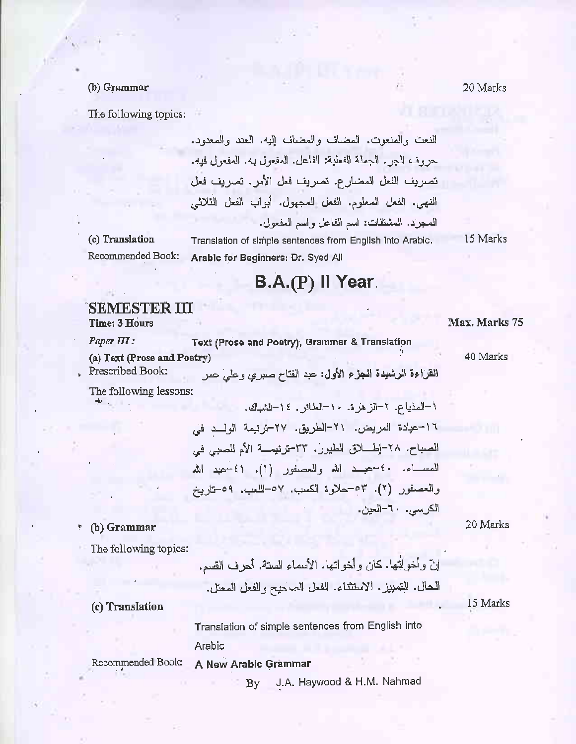**(b) Grammar** 20 Marks

The following topics:

النعت والمنعوت. المضاف والمضاف إليه. العدد والمعدود. حروف الجر. الجملة الفعلية: الفاعل. المفعول به. المفعول فيه. تصريف الفعل المضارع. تصريف فعل الأمر. تصريف فعل النهي. الفعل المعلوم. الفعل المجهول. أبواب الفعل الثلاثي المجرد. المشتقات: اسم الفاعل واسم المفعول.

**(c) Translation** Translation of simple sentences from English into Arabic. 15 Marks

Recommended Book: **Arabic for Beginners: Dr. Syed Ali**

# B.A.(P) II Year

## SEMESTER III

**Time: 3 Hours** **Max. Marks 75**

*Paper III :* **Text (Prose and Poetry), Grammar & Translation**

**(a) Text (Prose and Poetry)** 40 Marks

Prescribed Book: **القراءة الرشيدة الجزء الأول: عبد الفتاح صبري وعلي عمر**

The following lessons:

١-المذياع. ٢-الزهرة. ١٠-الطائر. ١٤-الشباك.

١٦-عيادة المريض. ٢١-الطريق. ٢٧-ترنيمة الولد في الصباح. ٢٨-إطلاق الطيور. ٣٣-ترنيمة الأم للصبي في المساء. ٤٠-عبد الله والعصفور (١). ٤١-عبد الله والعصفور (٢). ٥٣-حلاوة الكسب. ٥٧-اللعب. ٥٩-تاريخ الكرسي. ٦٠-العين.

**(b) Grammar** 20 Marks

The following topics:

إنّ وأخواتها. كان وأخواتها. الأسماء الستة. أحرف القسم. الحال. التمييز. الاستثناء. الفعل الصحيح والفعل المعتل.

**(c) Translation** 15 Marks

Translation of simple sentences from English into Arabic

Recommended Book: **A New Arabic Grammar**

By J.A. Haywood & H.M. Nahmad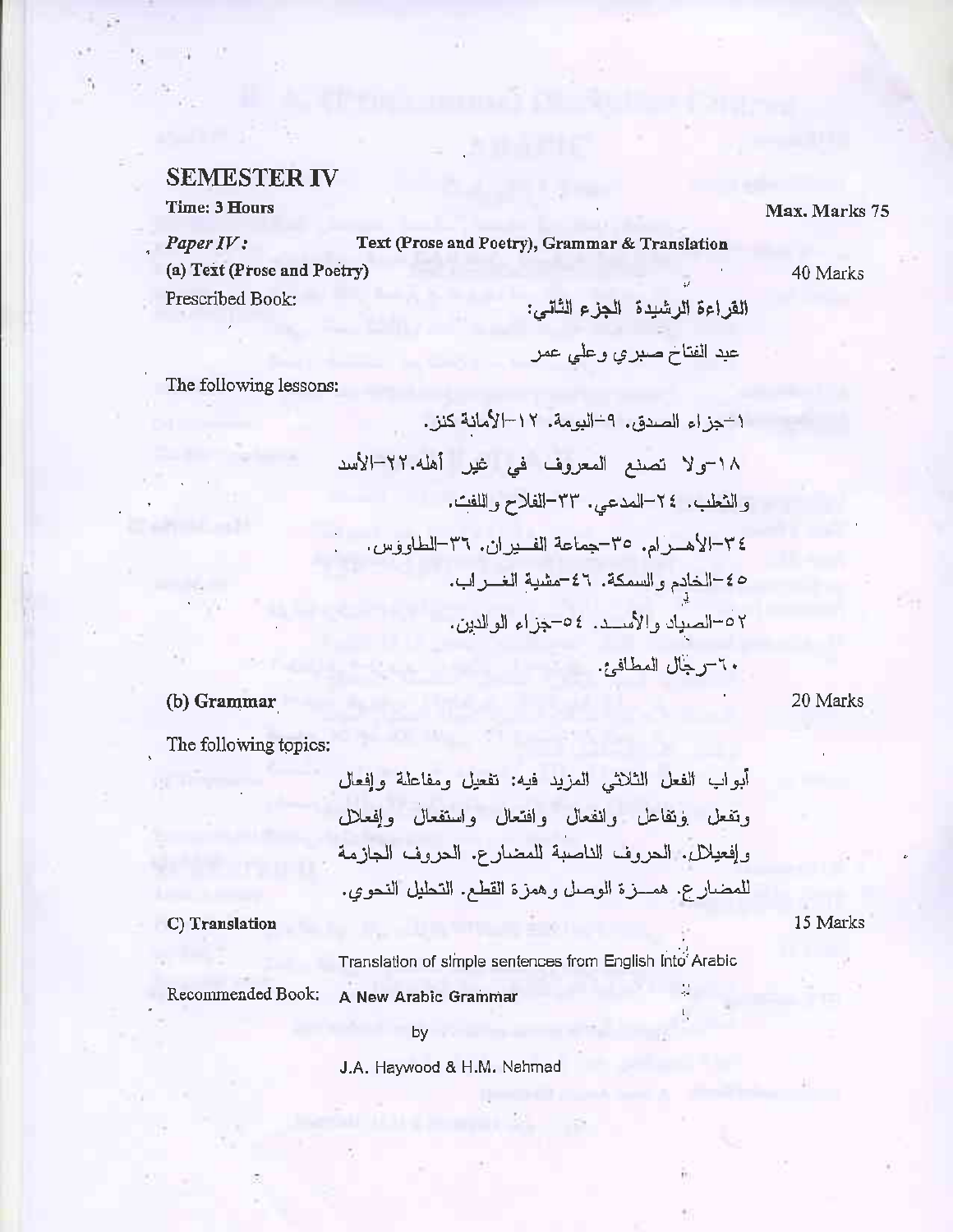## SEMESTER IV

**Time: 3 Hours** **Max. Marks 75**

*Paper IV:* **Text (Prose and Poetry), Grammar & Translation**

**(a) Text (Prose and Poetry)** 40 Marks

Prescribed Book:

القراءة الرشيدة الجزء الثاني:

عبد الفتاح صبري وعلي عمر

The following lessons:

١-جزاء الصدق. ٩-البومة. ١٢-الأمانة كنز.

١٨-ولا تصنع المعروف في غير أهله. ٢٢-الأسد والثعلب. ٢٤-المدعي. ٣٣-الفلاح واللفت.

٣٤-الأهـــرام. ٣٥-جماعة الفـــيران. ٣٦-الطاووس.

٤٥-الخادم والسمكة. ٤٦-مشية الغـــراب.

٥٢-الصياد والأســـد. ٥٤-جزاء الوالدين.

٦٠-رجال المطافئ.

**(b) Grammar** 20 Marks

The following topics:

أبواب الفعل الثلاثي المزيد فيه: تفعيل ومفاعلة وإفعال وتفعل وتفاعل وانفعال وافتعال واستفعال وإفعلال وإفعيلال. الحروف الناصبة للمضارع. الحروف الجازمة للمضارع. همـــزة الوصل وهمزة القطع. التحليل النحوي.

**C) Translation** 15 Marks

Translation of simple sentences from English into Arabic

Recommended Book: **A New Arabic Grammar**

by

J.A. Haywood & H.M. Nehmad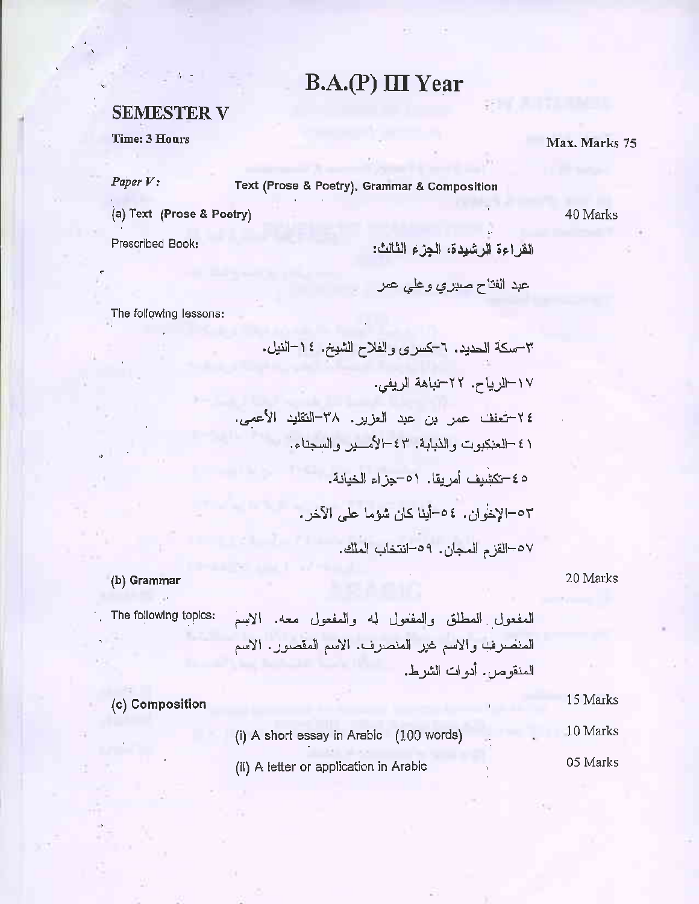# B.A.(P) III Year

## SEMESTER V

**Time: 3 Hours** **Max. Marks 75**

*Paper V:* Text (Prose & Poetry), Grammar & Composition

(a) Text (Prose & Poetry) 40 Marks

Prescribed Book:

القراءة الرشيدة، الجزء الثالث:

عبد الفتاح صبري وعلي عمر

The following lessons:

٣-سكة الحديد. ٦-كسرى والفلاح الشيخ. ١٤-النيل.

١٧-الرياح. ٢٢-نباهة الريفي.

٢٤-تعفف عمر بن عبد العزيز. ٣٨-التقليد الأعمى.

٤١-العنكبوت والذبابة. ٤٣-الأمــير والسجناء.

٤٥-تكشيف أمريقا. ٥١-جزاء الخيانة.

٥٣-الإخوان. ٥٤-أينا كان شؤما على الآخر.

٥٧-القزم المجان. ٥٩-انتخاب الملك.

**(b) Grammar** 20 Marks

The following topics: المفعول المطلق والمفعول له والمفعول معه. الاسم المنصرف والاسم غير المنصرف. الاسم المقصور. الاسم المنقوص. أدوات الشرط.

**(c) Composition** 15 Marks

(i) A short essay in Arabic (100 words) 10 Marks

(ii) A letter or application in Arabic 05 Marks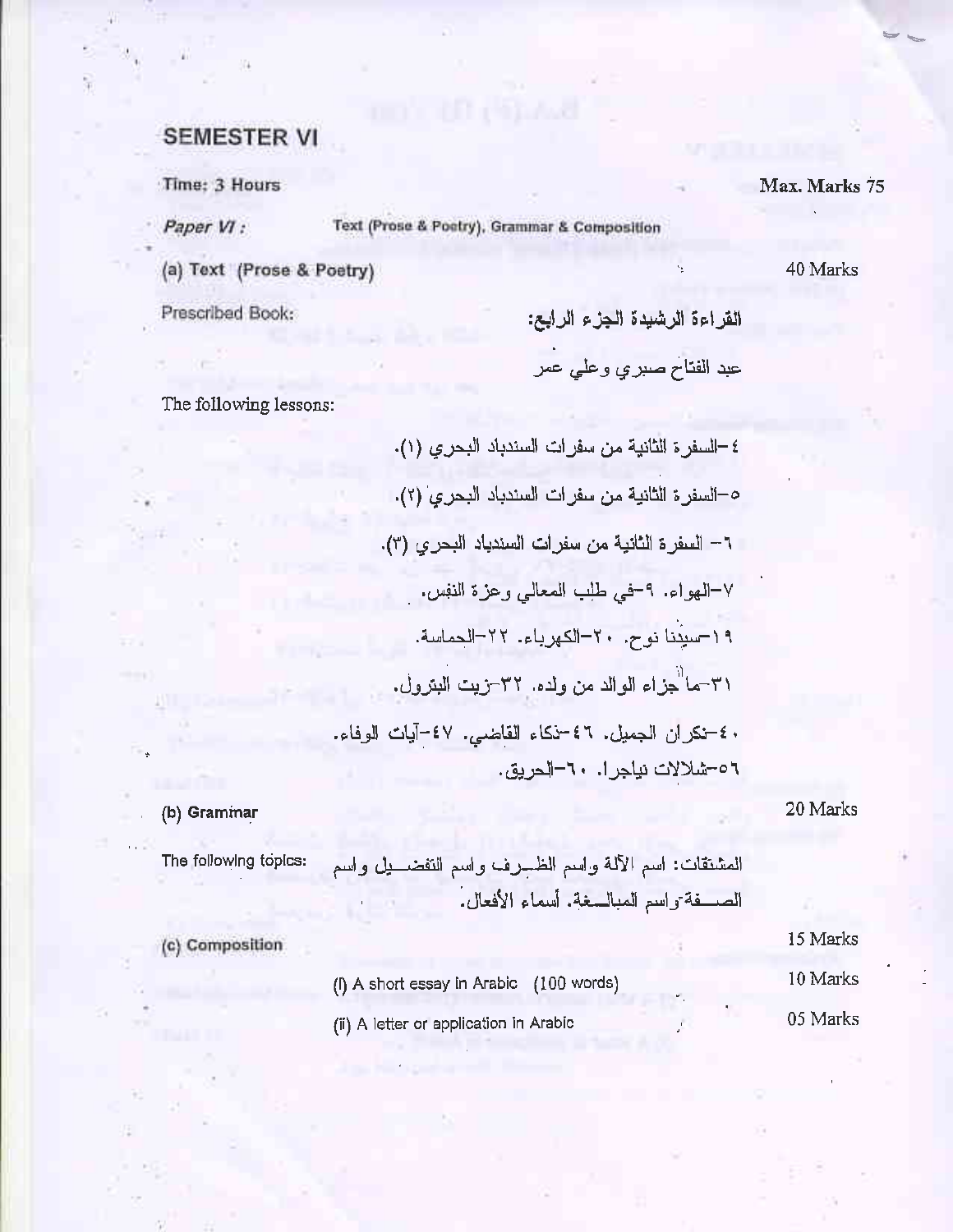## SEMESTER VI

**Time: 3 Hours** | **Max. Marks 75**

*Paper VI :* **Text (Prose & Poetry), Grammar & Composition**

### (a) Text (Prose & Poetry) — 40 Marks

Prescribed Book:

القراءة الرشيدة الجزء الرابع:

عبد الفتاح صبري وعلي عمر

The following lessons:

٤-السفرة الثانية من سفرات السندباد البحري (١).

٥-السفرة الثانية من سفرات السندباد البحري (٢).

٦- السفرة الثانية من سفرات السندباد البحري (٣).

٧-الهواء. ٩-في طلب المعالي وعزة النفس.

١٩-سيدنا نوح. ٢٠-الكهرباء. ٢٢-الحماسة.

٣١-ما جزاء الوالد من ولده. ٣٢-زيت البترول.

٤٠-نكران الجميل. ٤٦-ذكاء القاضي. ٤٧-آيات الوفاء.

٥٦-شلالات نياجرا. ٦٠-الحريق.

### (b) Grammar — 20 Marks

The following topics: المشتقات: اسم الآلة واسم الظرف واسم التفضيل واسم الصفة واسم المبالغة. أسماء الأفعال.

### (c) Composition — 15 Marks

- (i) A short essay in Arabic (100 words) — 10 Marks
- (ii) A letter or application in Arabic — 05 Marks